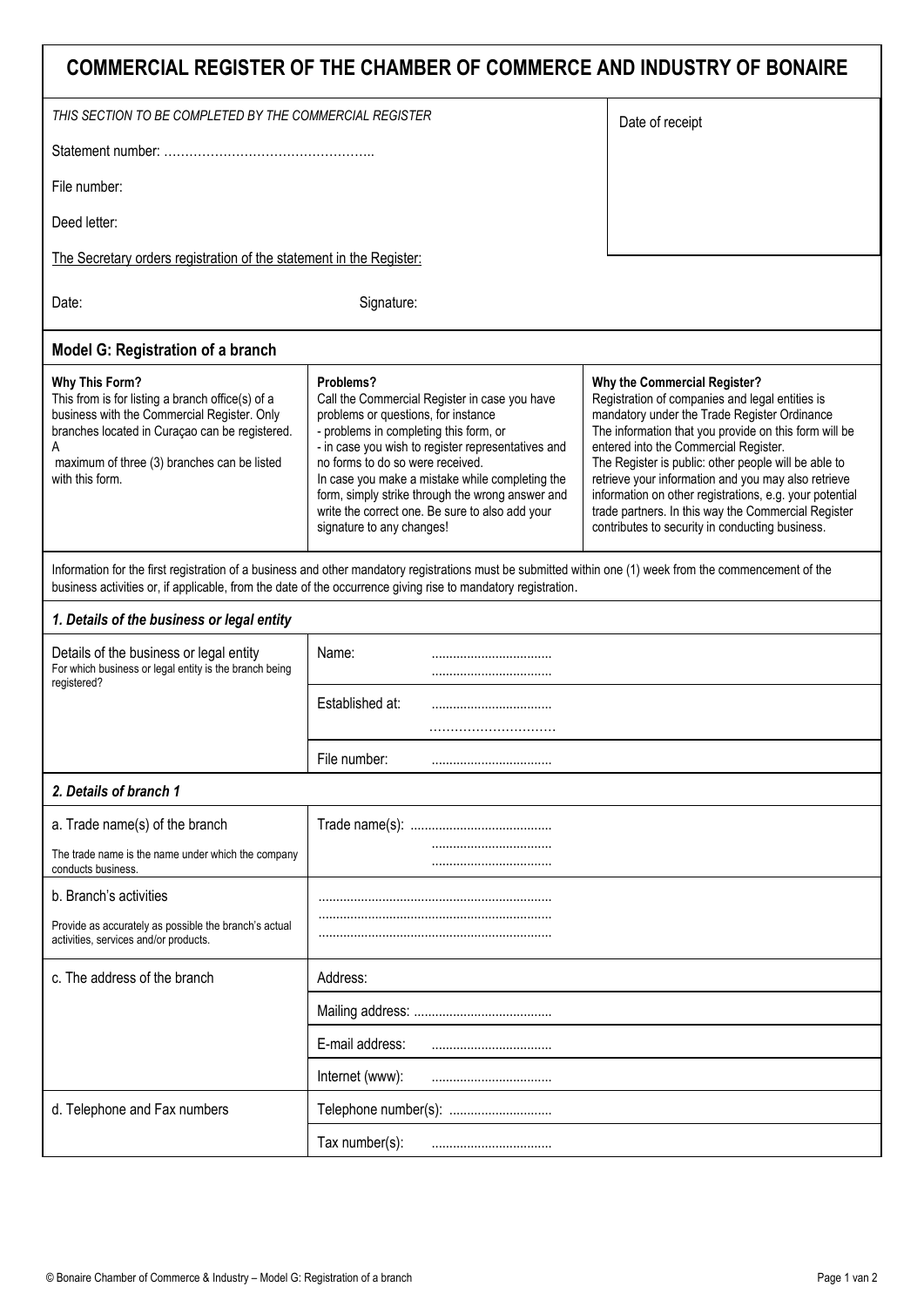# COMMERCIAL REGISTER OF THE CHAMBER OF COMMERCE AND INDUSTRY OF BONAIRE

*THIS SECTION TO BE COMPLETED BY THE COMMERCIAL REGISTER*

Statement number: …………………………………………..

File number:

Deed letter:

The Secretary orders registration of the statement in the Register:

Date: Signature:

Date of receipt

## Model G: Registration of a branch

**Why This Form?**
This from is for listing a branch office(s) of a business with the Commercial Register. Only branches located in Curaçao can be registered. A maximum of three (3) branches can be listed with this form.

**Problems?**
Call the Commercial Register in case you have problems or questions, for instance
- problems in completing this form, or
- in case you wish to register representatives and no forms to do so were received.

In case you make a mistake while completing the form, simply strike through the wrong answer and write the correct one. Be sure to also add your signature to any changes!

**Why the Commercial Register?**
Registration of companies and legal entities is mandatory under the Trade Register Ordinance The information that you provide on this form will be entered into the Commercial Register.
The Register is public: other people will be able to retrieve your information and you may also retrieve information on other registrations, e.g. your potential trade partners. In this way the Commercial Register contributes to security in conducting business.

Information for the first registration of a business and other mandatory registrations must be submitted within one (1) week from the commencement of the business activities or, if applicable, from the date of the occurrence giving rise to mandatory registration.

### *1. Details of the business or legal entity*

| | |
|---|---|
| Details of the business or legal entity<br>For which business or legal entity is the branch being registered? | Name: ..................................<br>.................................. |
| | Established at: ..................................<br>………………………… |
| | File number: .................................. |

### *2. Details of branch 1*

| | |
|---|---|
| a. Trade name(s) of the branch<br>The trade name is the name under which the company conducts business. | Trade name(s): ........................................<br>..................................<br>.................................. |
| b. Branch's activities<br>Provide as accurately as possible the branch's actual activities, services and/or products. | .................................................................<br>.................................................................<br>................................................................. |
| c. The address of the branch | Address: |
| | Mailing address: ....................................... |
| | E-mail address: .................................. |
| | Internet (www): .................................. |
| d. Telephone and Fax numbers | Telephone number(s): ............................. |
| | Tax number(s): .................................. |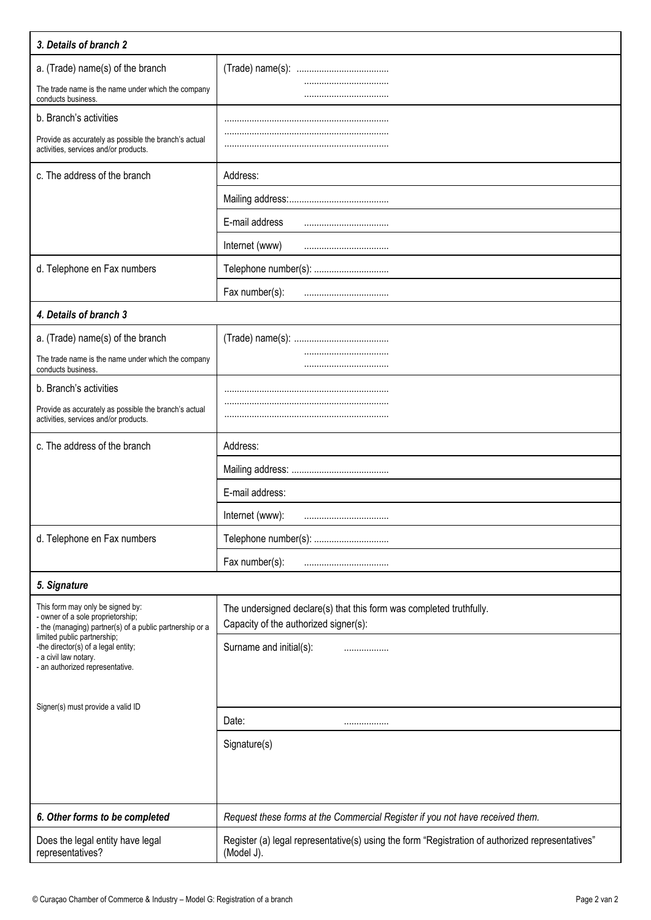| 3. Details of branch 2 | |
|---|---|
| a. (Trade) name(s) of the branch<br><br>The trade name is the name under which the company conducts business. | (Trade) name(s): ....................................<br>..................................<br>.................................. |
| b. Branch's activities<br><br>Provide as accurately as possible the branch's actual activities, services and/or products. | .................................................................<br>.................................................................<br>................................................................. |
| c. The address of the branch | Address: |
| | Mailing address:........................................ |
| | E-mail address .................................. |
| | Internet (www) .................................. |
| d. Telephone en Fax numbers | Telephone number(s): .............................. |
| | Fax number(s): .................................. |

| 4. Details of branch 3 | |
|---|---|
| a. (Trade) name(s) of the branch<br><br>The trade name is the name under which the company conducts business. | (Trade) name(s): ......................................<br>..................................<br>.................................. |
| b. Branch's activities<br><br>Provide as accurately as possible the branch's actual activities, services and/or products. | .................................................................<br>.................................................................<br>................................................................. |
| c. The address of the branch | Address: |
| | Mailing address: ....................................... |
| | E-mail address: |
| | Internet (www): .................................. |
| d. Telephone en Fax numbers | Telephone number(s): .............................. |
| | Fax number(s): .................................. |

| 5. Signature | |
|---|---|
| This form may only be signed by:<br>- owner of a sole proprietorship;<br>- the (managing) partner(s) of a public partnership or a limited public partnership;<br>-the director(s) of a legal entity;<br>- a civil law notary.<br>- an authorized representative.<br><br>Signer(s) must provide a valid ID | The undersigned declare(s) that this form was completed truthfully.<br>Capacity of the authorized signer(s): |
| | Surname and initial(s): .................. |
| | Date: .................. |
| | Signature(s) |

| 6. Other forms to be completed | Request these forms at the Commercial Register if you not have received them. |
|---|---|
| Does the legal entity have legal representatives? | Register (a) legal representative(s) using the form "Registration of authorized representatives" (Model J). |